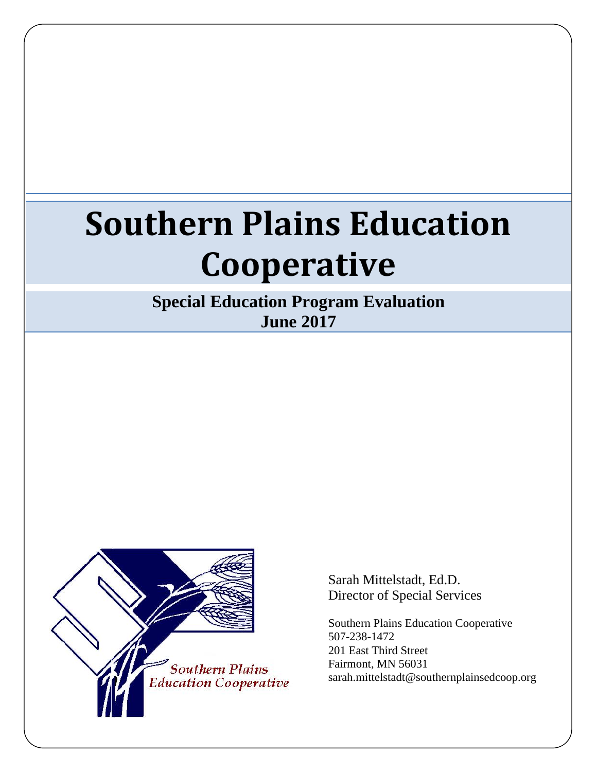# Southern Plains Education Cooperative

**Special Education Program Evaluation**
**June 2017**

Southern Plains Education Cooperative

Sarah Mittelstadt, Ed.D.
Director of Special Services

Southern Plains Education Cooperative
507-238-1472
201 East Third Street
Fairmont, MN 56031
sarah.mittelstadt@southernplainsedcoop.org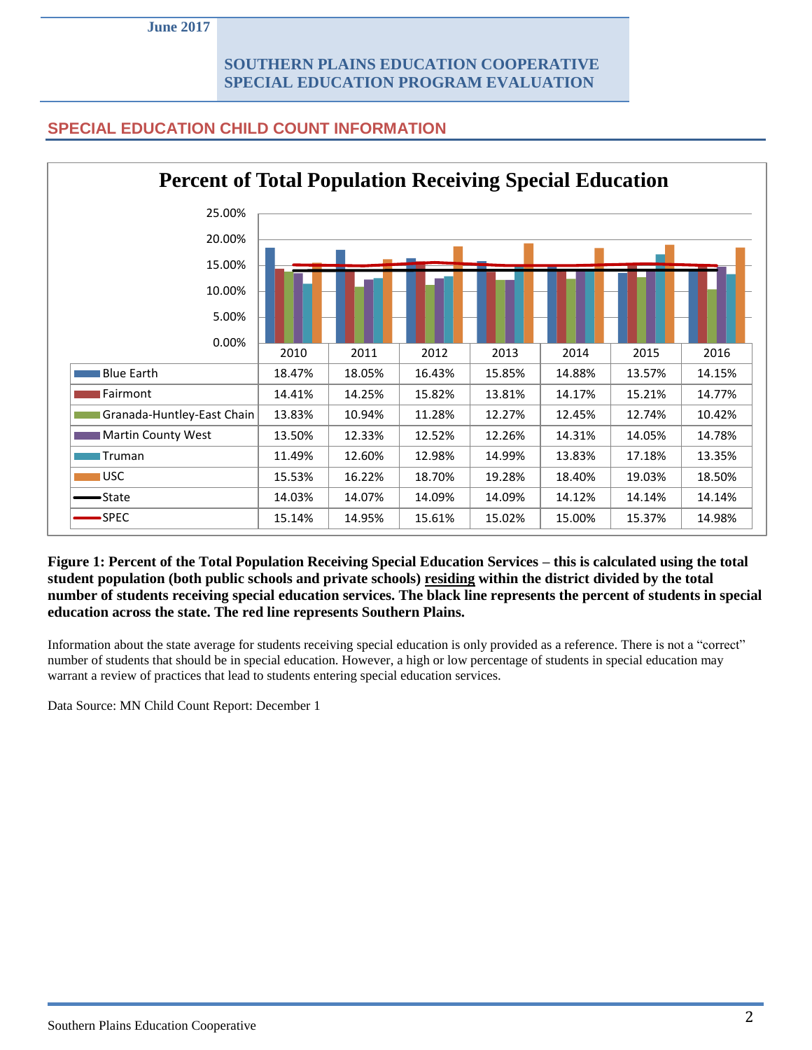## SPECIAL EDUCATION CHILD COUNT INFORMATION

**Percent of Total Population Receiving Special Education**

| | 2010 | 2011 | 2012 | 2013 | 2014 | 2015 | 2016 |
|---|---|---|---|---|---|---|---|
| Blue Earth | 18.47% | 18.05% | 16.43% | 15.85% | 14.88% | 13.57% | 14.15% |
| Fairmont | 14.41% | 14.25% | 15.82% | 13.81% | 14.17% | 15.21% | 14.77% |
| Granada-Huntley-East Chain | 13.83% | 10.94% | 11.28% | 12.27% | 12.45% | 12.74% | 10.42% |
| Martin County West | 13.50% | 12.33% | 12.52% | 12.26% | 14.31% | 14.05% | 14.78% |
| Truman | 11.49% | 12.60% | 12.98% | 14.99% | 13.83% | 17.18% | 13.35% |
| USC | 15.53% | 16.22% | 18.70% | 19.28% | 18.40% | 19.03% | 18.50% |
| State | 14.03% | 14.07% | 14.09% | 14.09% | 14.12% | 14.14% | 14.14% |
| SPEC | 15.14% | 14.95% | 15.61% | 15.02% | 15.00% | 15.37% | 14.98% |

**Figure 1: Percent of the Total Population Receiving Special Education Services – this is calculated using the total student population (both public schools and private schools) residing within the district divided by the total number of students receiving special education services. The black line represents the percent of students in special education across the state. The red line represents Southern Plains.**

Information about the state average for students receiving special education is only provided as a reference. There is not a "correct" number of students that should be in special education. However, a high or low percentage of students in special education may warrant a review of practices that lead to students entering special education services.

Data Source: MN Child Count Report: December 1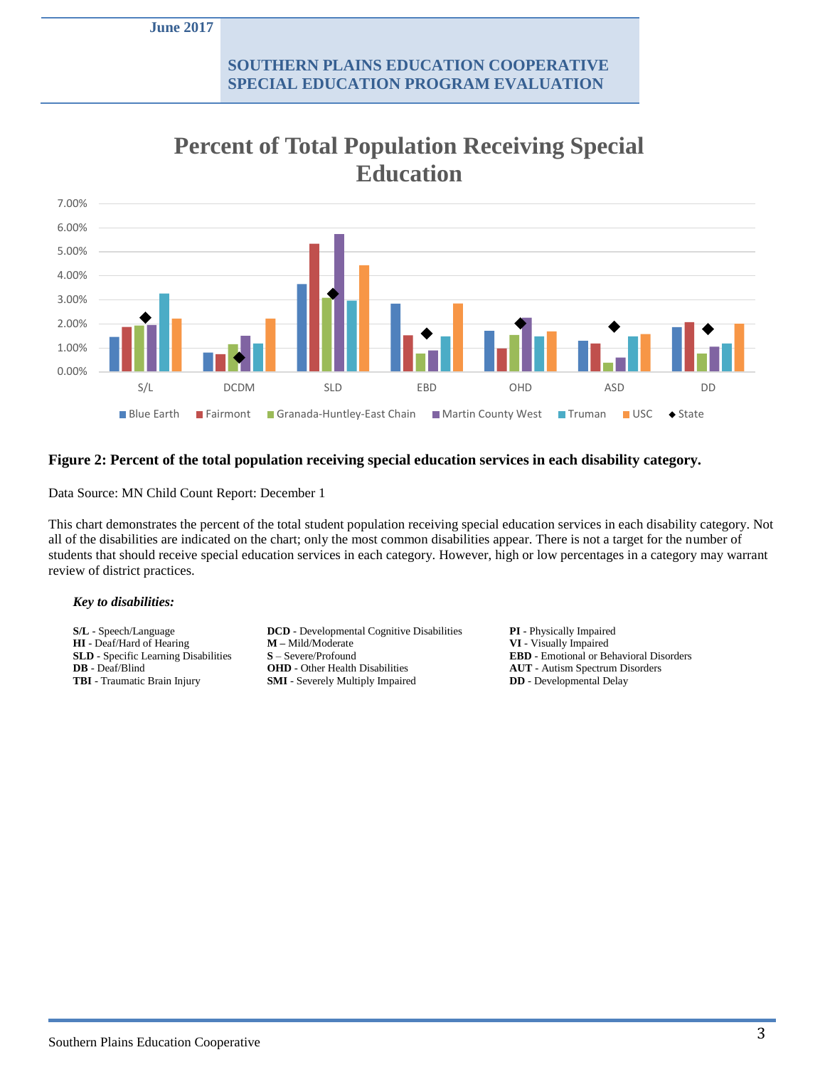## Percent of Total Population Receiving Special Education

**Figure 2: Percent of the total population receiving special education services in each disability category.**

Data Source: MN Child Count Report: December 1

This chart demonstrates the percent of the total student population receiving special education services in each disability category. Not all of the disabilities are indicated on the chart; only the most common disabilities appear. There is not a target for the number of students that should receive special education services in each category. However, high or low percentages in a category may warrant review of district practices.

***Key to disabilities:***

**S/L** - Speech/Language
**HI** - Deaf/Hard of Hearing
**SLD** - Specific Learning Disabilities
**DB** - Deaf/Blind
**TBI** - Traumatic Brain Injury

**DCD** - Developmental Cognitive Disabilities
**M** – Mild/Moderate
**S** – Severe/Profound
**OHD** - Other Health Disabilities
**SMI** - Severely Multiply Impaired

**PI** - Physically Impaired
**VI** - Visually Impaired
**EBD** - Emotional or Behavioral Disorders
**AUT** - Autism Spectrum Disorders
**DD** - Developmental Delay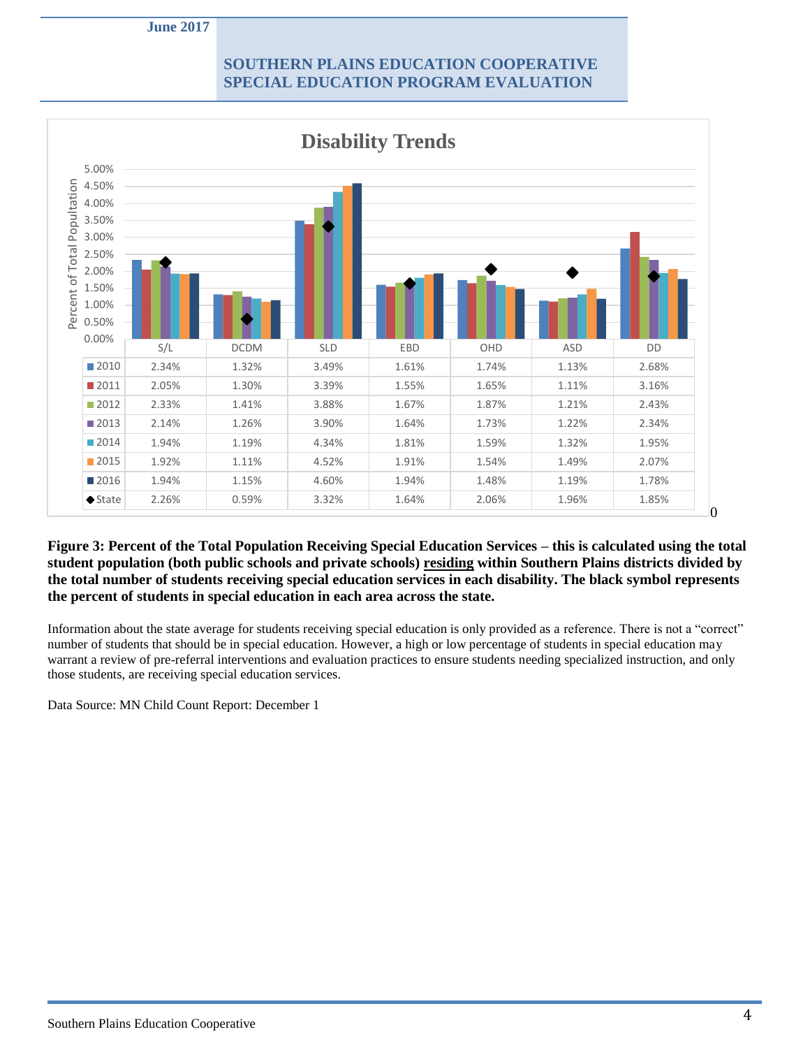## Disability Trends

| | S/L | DCDM | SLD | EBD | OHD | ASD | DD |
|---|---|---|---|---|---|---|---|
| 2010 | 2.34% | 1.32% | 3.49% | 1.61% | 1.74% | 1.13% | 2.68% |
| 2011 | 2.05% | 1.30% | 3.39% | 1.55% | 1.65% | 1.11% | 3.16% |
| 2012 | 2.33% | 1.41% | 3.88% | 1.67% | 1.87% | 1.21% | 2.43% |
| 2013 | 2.14% | 1.26% | 3.90% | 1.64% | 1.73% | 1.22% | 2.34% |
| 2014 | 1.94% | 1.19% | 4.34% | 1.81% | 1.59% | 1.32% | 1.95% |
| 2015 | 1.92% | 1.11% | 4.52% | 1.91% | 1.54% | 1.49% | 2.07% |
| 2016 | 1.94% | 1.15% | 4.60% | 1.94% | 1.48% | 1.19% | 1.78% |
| State | 2.26% | 0.59% | 3.32% | 1.64% | 2.06% | 1.96% | 1.85% |

**Figure 3: Percent of the Total Population Receiving Special Education Services – this is calculated using the total student population (both public schools and private schools) residing within Southern Plains districts divided by the total number of students receiving special education services in each disability. The black symbol represents the percent of students in special education in each area across the state.**

Information about the state average for students receiving special education is only provided as a reference. There is not a "correct" number of students that should be in special education. However, a high or low percentage of students in special education may warrant a review of pre-referral interventions and evaluation practices to ensure students needing specialized instruction, and only those students, are receiving special education services.

Data Source: MN Child Count Report: December 1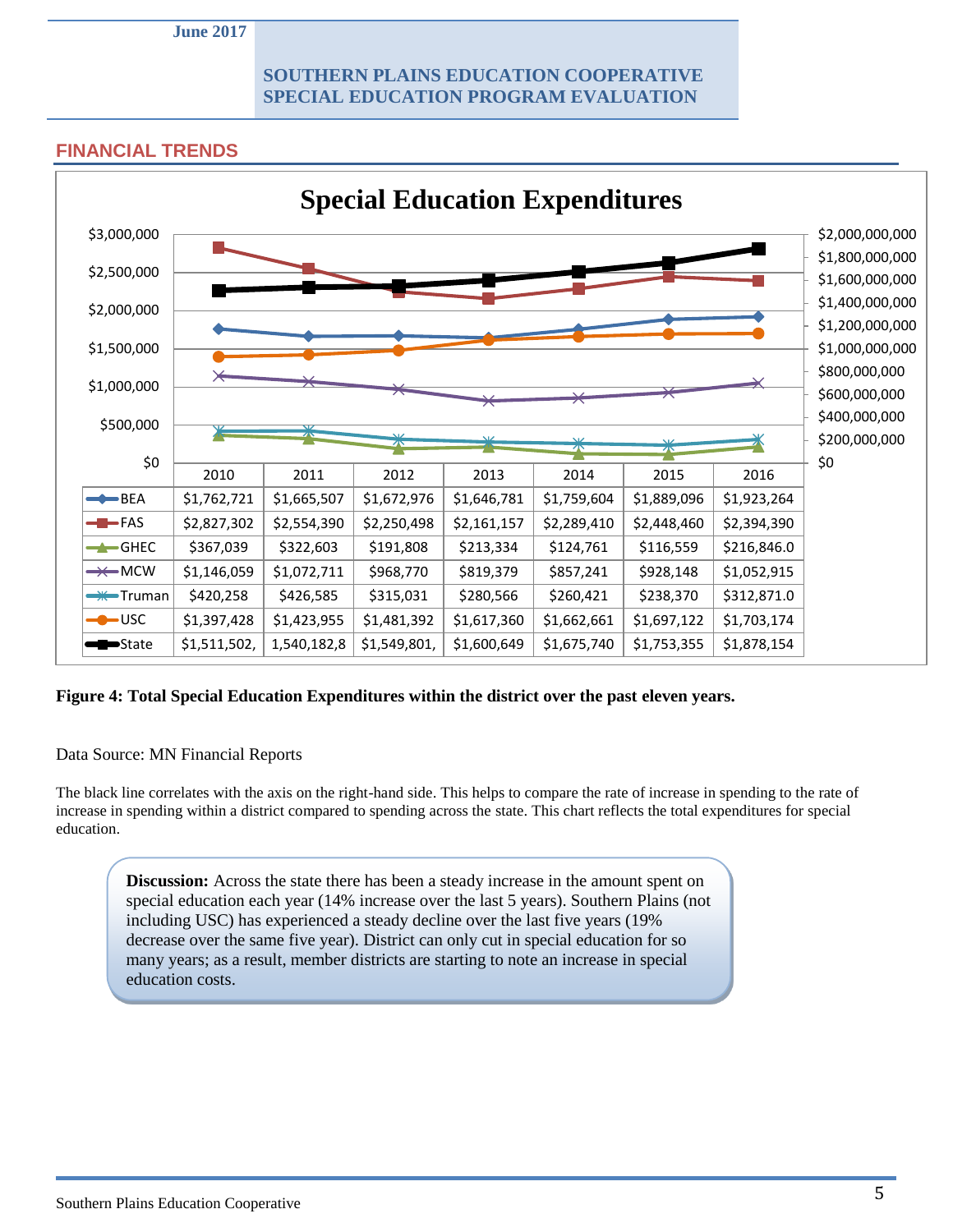## FINANCIAL TRENDS

**Special Education Expenditures**

| | 2010 | 2011 | 2012 | 2013 | 2014 | 2015 | 2016 |
|---|---|---|---|---|---|---|---|
| BEA | $1,762,721 | $1,665,507 | $1,672,976 | $1,646,781 | $1,759,604 | $1,889,096 | $1,923,264 |
| FAS | $2,827,302 | $2,554,390 | $2,250,498 | $2,161,157 | $2,289,410 | $2,448,460 | $2,394,390 |
| GHEC | $367,039 | $322,603 | $191,808 | $213,334 | $124,761 | $116,559 | $216,846.0 |
| MCW | $1,146,059 | $1,072,711 | $968,770 | $819,379 | $857,241 | $928,148 | $1,052,915 |
| Truman | $420,258 | $426,585 | $315,031 | $280,566 | $260,421 | $238,370 | $312,871.0 |
| USC | $1,397,428 | $1,423,955 | $1,481,392 | $1,617,360 | $1,662,661 | $1,697,122 | $1,703,174 |
| State | $1,511,502, | 1,540,182,8 | $1,549,801, | $1,600,649 | $1,675,740 | $1,753,355 | $1,878,154 |

**Figure 4: Total Special Education Expenditures within the district over the past eleven years.**

Data Source: MN Financial Reports

The black line correlates with the axis on the right-hand side. This helps to compare the rate of increase in spending to the rate of increase in spending within a district compared to spending across the state. This chart reflects the total expenditures for special education.

**Discussion:** Across the state there has been a steady increase in the amount spent on special education each year (14% increase over the last 5 years). Southern Plains (not including USC) has experienced a steady decline over the last five years (19% decrease over the same five year). District can only cut in special education for so many years; as a result, member districts are starting to note an increase in special education costs.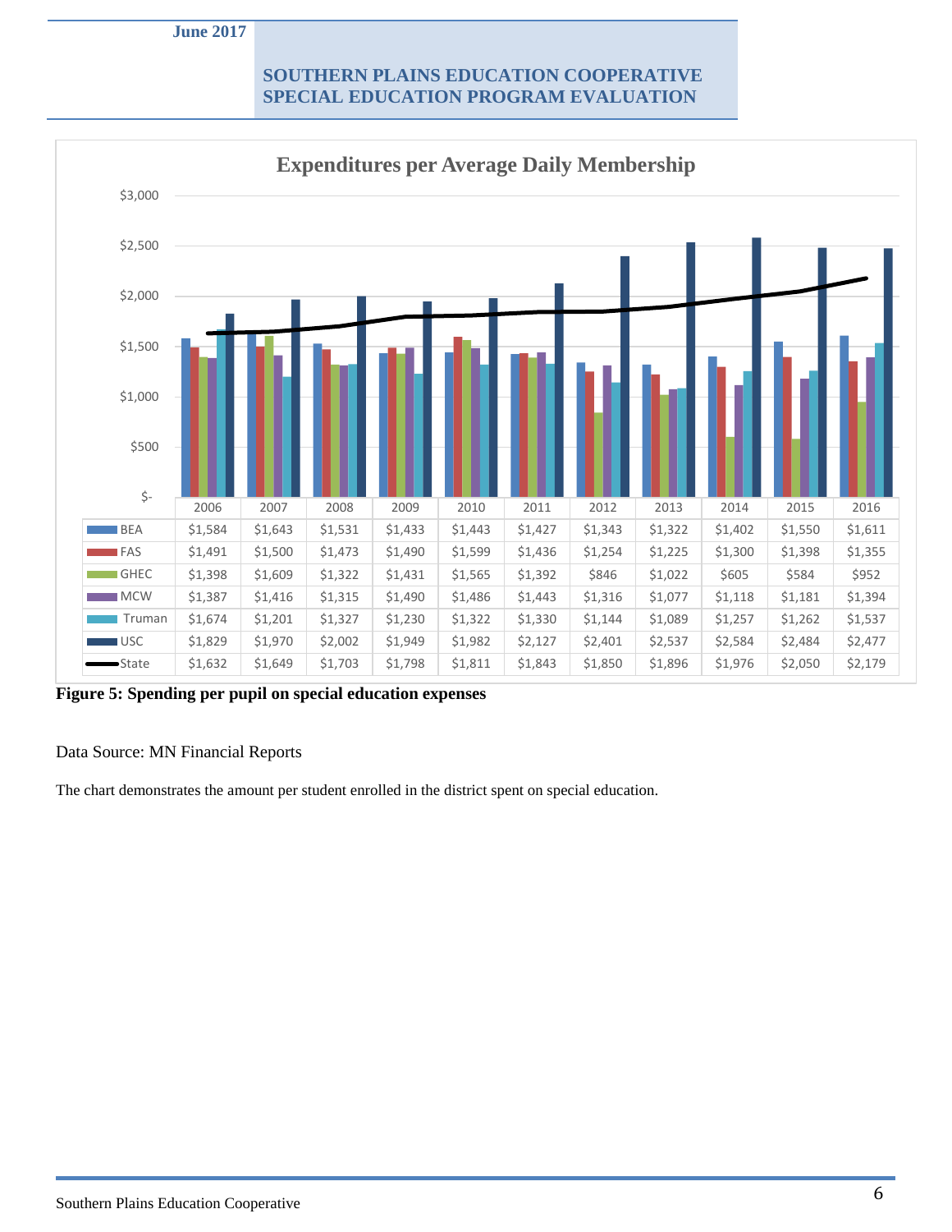**Expenditures per Average Daily Membership**

| | 2006 | 2007 | 2008 | 2009 | 2010 | 2011 | 2012 | 2013 | 2014 | 2015 | 2016 |
|---|---|---|---|---|---|---|---|---|---|---|---|
| BEA | $1,584 | $1,643 | $1,531 | $1,433 | $1,443 | $1,427 | $1,343 | $1,322 | $1,402 | $1,550 | $1,611 |
| FAS | $1,491 | $1,500 | $1,473 | $1,490 | $1,599 | $1,436 | $1,254 | $1,225 | $1,300 | $1,398 | $1,355 |
| GHEC | $1,398 | $1,609 | $1,322 | $1,431 | $1,565 | $1,392 | $846 | $1,022 | $605 | $584 | $952 |
| MCW | $1,387 | $1,416 | $1,315 | $1,490 | $1,486 | $1,443 | $1,316 | $1,077 | $1,118 | $1,181 | $1,394 |
| Truman | $1,674 | $1,201 | $1,327 | $1,230 | $1,322 | $1,330 | $1,144 | $1,089 | $1,257 | $1,262 | $1,537 |
| USC | $1,829 | $1,970 | $2,002 | $1,949 | $1,982 | $2,127 | $2,401 | $2,537 | $2,584 | $2,484 | $2,477 |
| State | $1,632 | $1,649 | $1,703 | $1,798 | $1,811 | $1,843 | $1,850 | $1,896 | $1,976 | $2,050 | $2,179 |

**Figure 5: Spending per pupil on special education expenses**

Data Source: MN Financial Reports

The chart demonstrates the amount per student enrolled in the district spent on special education.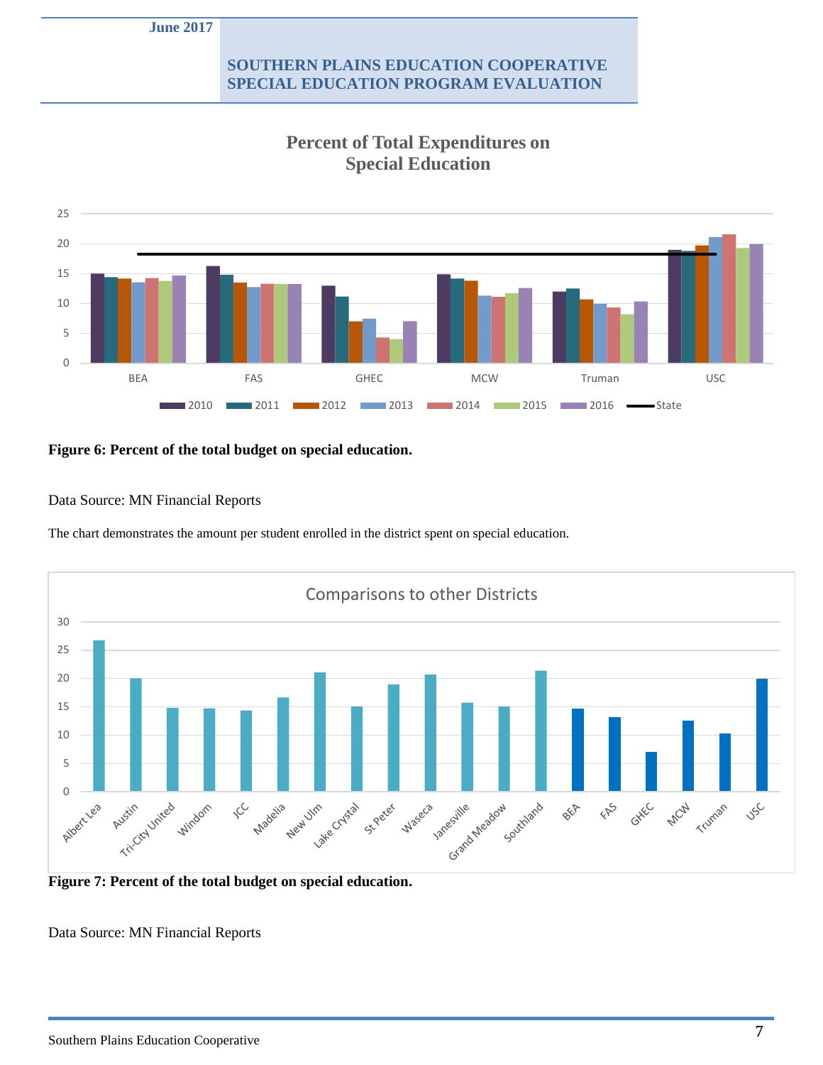**Percent of Total Expenditures on Special Education**

**Figure 6: Percent of the total budget on special education.**

Data Source: MN Financial Reports

The chart demonstrates the amount per student enrolled in the district spent on special education.

Comparisons to other Districts

**Figure 7: Percent of the total budget on special education.**

Data Source: MN Financial Reports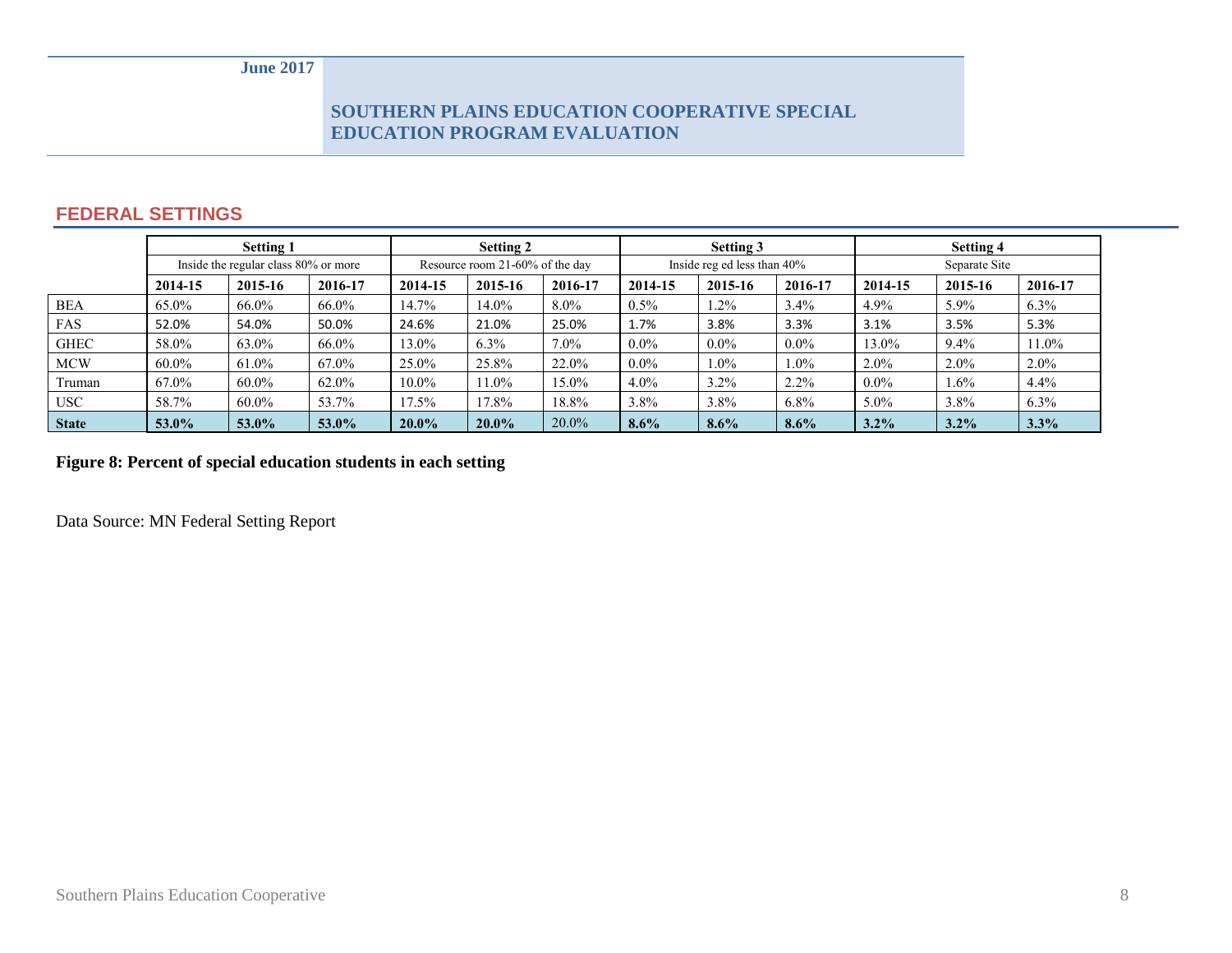## FEDERAL SETTINGS

| | Setting 1 Inside the regular class 80% or more | | | Setting 2 Resource room 21-60% of the day | | | Setting 3 Inside reg ed less than 40% | | | Setting 4 Separate Site | | |
|---|---|---|---|---|---|---|---|---|---|---|---|---|
| | **2014-15** | **2015-16** | **2016-17** | **2014-15** | **2015-16** | **2016-17** | **2014-15** | **2015-16** | **2016-17** | **2014-15** | **2015-16** | **2016-17** |
| BEA | 65.0% | 66.0% | 66.0% | 14.7% | 14.0% | 8.0% | 0.5% | 1.2% | 3.4% | 4.9% | 5.9% | 6.3% |
| FAS | 52.0% | 54.0% | 50.0% | 24.6% | 21.0% | 25.0% | 1.7% | 3.8% | 3.3% | 3.1% | 3.5% | 5.3% |
| GHEC | 58.0% | 63.0% | 66.0% | 13.0% | 6.3% | 7.0% | 0.0% | 0.0% | 0.0% | 13.0% | 9.4% | 11.0% |
| MCW | 60.0% | 61.0% | 67.0% | 25.0% | 25.8% | 22.0% | 0.0% | 1.0% | 1.0% | 2.0% | 2.0% | 2.0% |
| Truman | 67.0% | 60.0% | 62.0% | 10.0% | 11.0% | 15.0% | 4.0% | 3.2% | 2.2% | 0.0% | 1.6% | 4.4% |
| USC | 58.7% | 60.0% | 53.7% | 17.5% | 17.8% | 18.8% | 3.8% | 3.8% | 6.8% | 5.0% | 3.8% | 6.3% |
| **State** | **53.0%** | **53.0%** | **53.0%** | **20.0%** | **20.0%** | 20.0% | **8.6%** | **8.6%** | **8.6%** | **3.2%** | **3.2%** | **3.3%** |

**Figure 8: Percent of special education students in each setting**

Data Source: MN Federal Setting Report